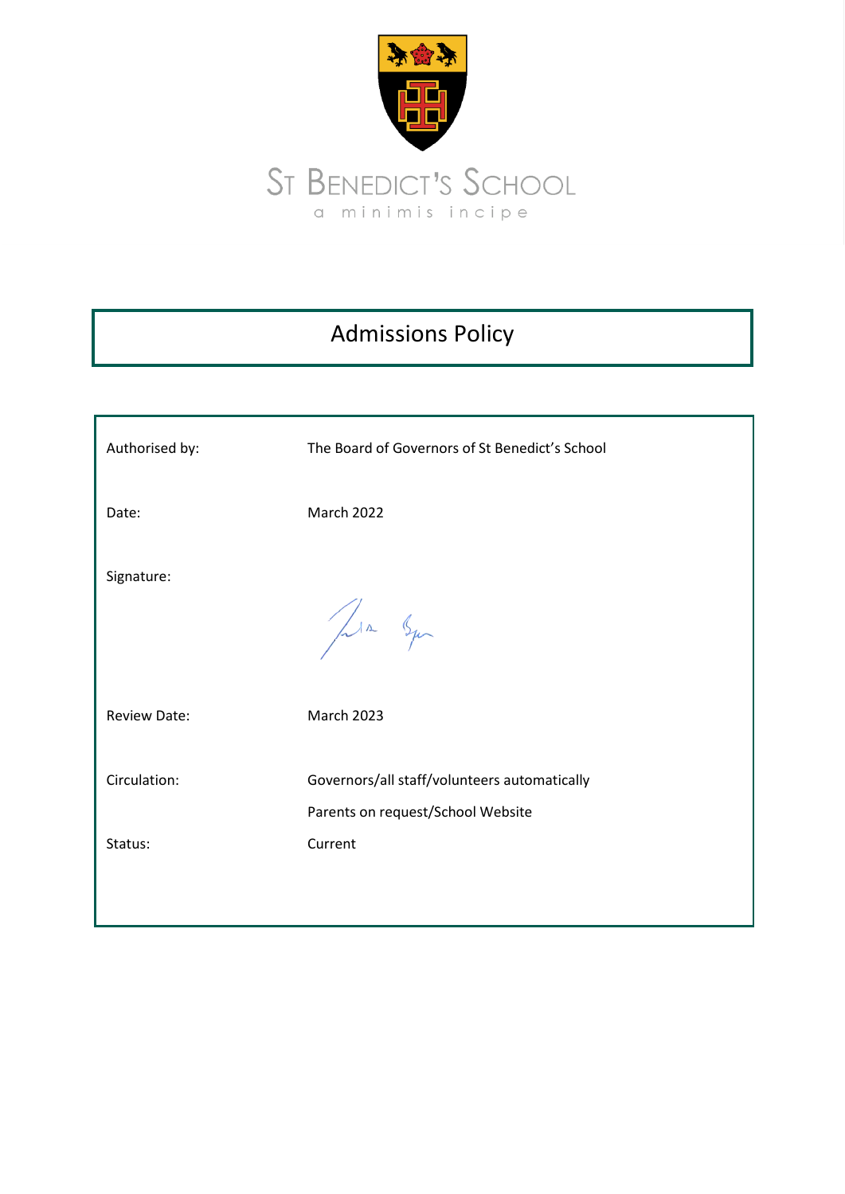ST BENEDICT'S SCHOOL

a minimis incipe

# Admissions Policy

| | |
|---|---|
| Authorised by: | The Board of Governors of St Benedict's School |
| Date: | March 2022 |
| Signature: | |
| Review Date: | March 2023 |
| Circulation: | Governors/all staff/volunteers automatically<br>Parents on request/School Website |
| Status: | Current |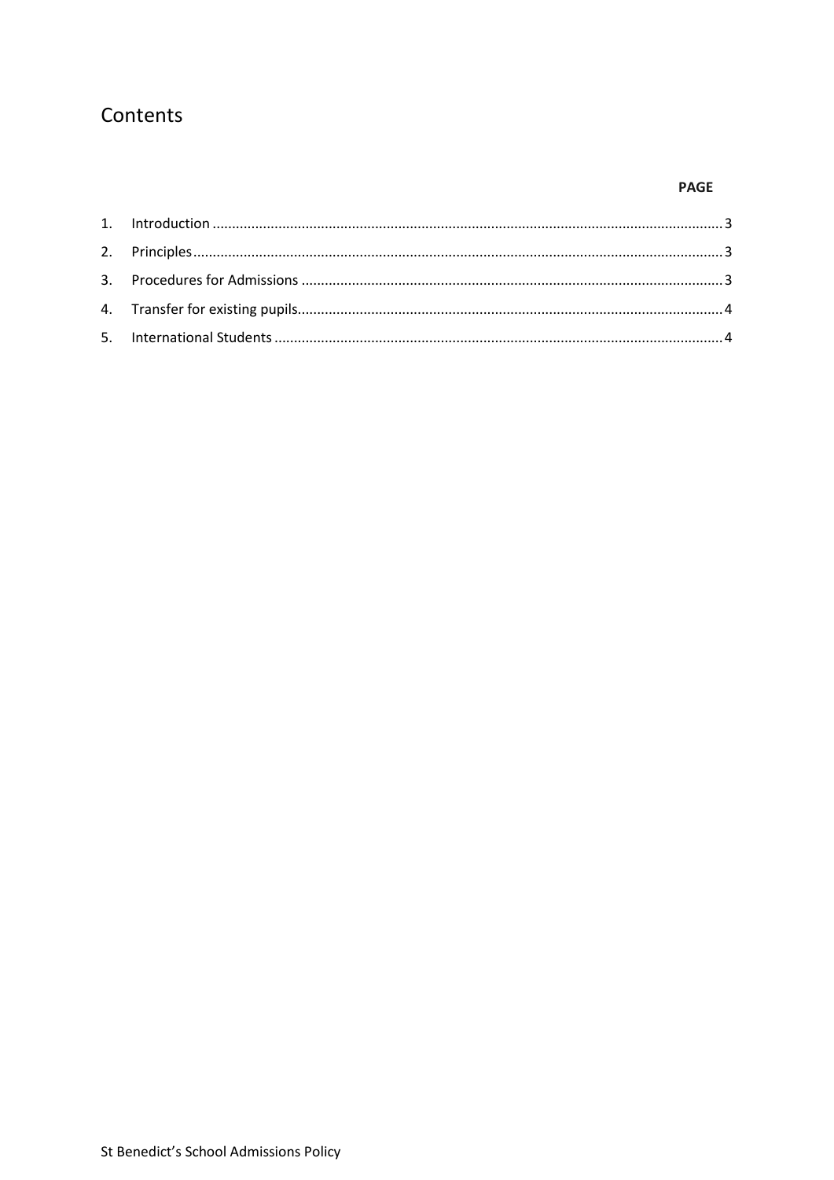# Contents

**PAGE**

1. Introduction ........................................................................................................................... 3
2. Principles ................................................................................................................................ 3
3. Procedures for Admissions ..................................................................................................... 3
4. Transfer for existing pupils ..................................................................................................... 4
5. International Students ........................................................................................................... 4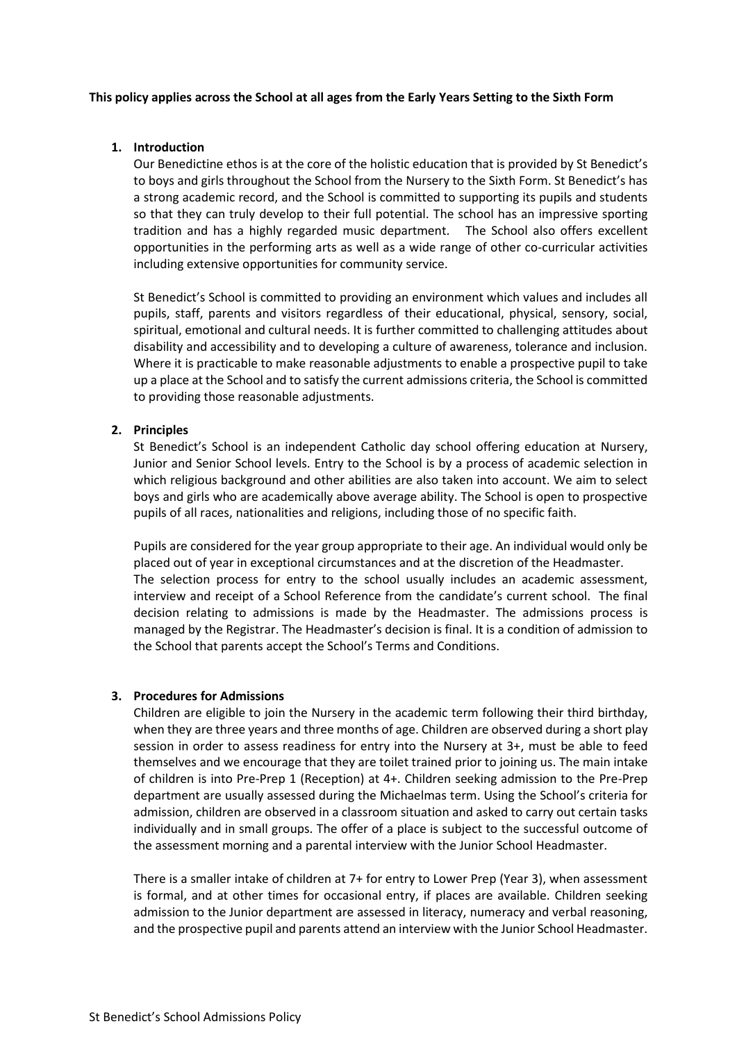**This policy applies across the School at all ages from the Early Years Setting to the Sixth Form**

1. **Introduction**

   Our Benedictine ethos is at the core of the holistic education that is provided by St Benedict's to boys and girls throughout the School from the Nursery to the Sixth Form. St Benedict's has a strong academic record, and the School is committed to supporting its pupils and students so that they can truly develop to their full potential. The school has an impressive sporting tradition and has a highly regarded music department. The School also offers excellent opportunities in the performing arts as well as a wide range of other co-curricular activities including extensive opportunities for community service.

   St Benedict's School is committed to providing an environment which values and includes all pupils, staff, parents and visitors regardless of their educational, physical, sensory, social, spiritual, emotional and cultural needs. It is further committed to challenging attitudes about disability and accessibility and to developing a culture of awareness, tolerance and inclusion. Where it is practicable to make reasonable adjustments to enable a prospective pupil to take up a place at the School and to satisfy the current admissions criteria, the School is committed to providing those reasonable adjustments.

2. **Principles**

   St Benedict's School is an independent Catholic day school offering education at Nursery, Junior and Senior School levels. Entry to the School is by a process of academic selection in which religious background and other abilities are also taken into account. We aim to select boys and girls who are academically above average ability. The School is open to prospective pupils of all races, nationalities and religions, including those of no specific faith.

   Pupils are considered for the year group appropriate to their age. An individual would only be placed out of year in exceptional circumstances and at the discretion of the Headmaster.
   The selection process for entry to the school usually includes an academic assessment, interview and receipt of a School Reference from the candidate's current school. The final decision relating to admissions is made by the Headmaster. The admissions process is managed by the Registrar. The Headmaster's decision is final. It is a condition of admission to the School that parents accept the School's Terms and Conditions.

3. **Procedures for Admissions**

   Children are eligible to join the Nursery in the academic term following their third birthday, when they are three years and three months of age. Children are observed during a short play session in order to assess readiness for entry into the Nursery at 3+, must be able to feed themselves and we encourage that they are toilet trained prior to joining us. The main intake of children is into Pre-Prep 1 (Reception) at 4+. Children seeking admission to the Pre-Prep department are usually assessed during the Michaelmas term. Using the School's criteria for admission, children are observed in a classroom situation and asked to carry out certain tasks individually and in small groups. The offer of a place is subject to the successful outcome of the assessment morning and a parental interview with the Junior School Headmaster.

   There is a smaller intake of children at 7+ for entry to Lower Prep (Year 3), when assessment is formal, and at other times for occasional entry, if places are available. Children seeking admission to the Junior department are assessed in literacy, numeracy and verbal reasoning, and the prospective pupil and parents attend an interview with the Junior School Headmaster.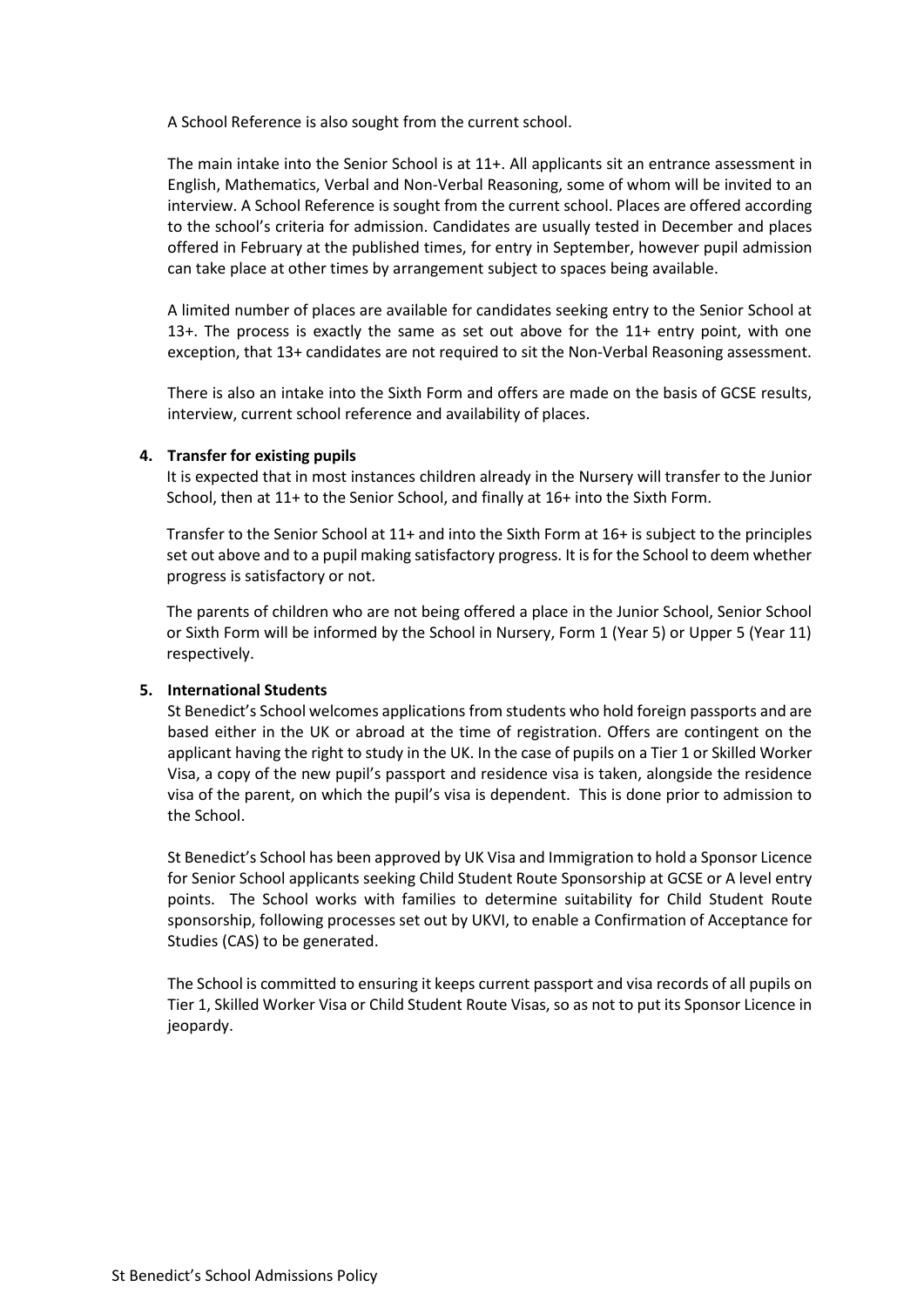A School Reference is also sought from the current school.

The main intake into the Senior School is at 11+. All applicants sit an entrance assessment in English, Mathematics, Verbal and Non-Verbal Reasoning, some of whom will be invited to an interview. A School Reference is sought from the current school. Places are offered according to the school's criteria for admission. Candidates are usually tested in December and places offered in February at the published times, for entry in September, however pupil admission can take place at other times by arrangement subject to spaces being available.

A limited number of places are available for candidates seeking entry to the Senior School at 13+. The process is exactly the same as set out above for the 11+ entry point, with one exception, that 13+ candidates are not required to sit the Non-Verbal Reasoning assessment.

There is also an intake into the Sixth Form and offers are made on the basis of GCSE results, interview, current school reference and availability of places.

**4. Transfer for existing pupils**

It is expected that in most instances children already in the Nursery will transfer to the Junior School, then at 11+ to the Senior School, and finally at 16+ into the Sixth Form.

Transfer to the Senior School at 11+ and into the Sixth Form at 16+ is subject to the principles set out above and to a pupil making satisfactory progress. It is for the School to deem whether progress is satisfactory or not.

The parents of children who are not being offered a place in the Junior School, Senior School or Sixth Form will be informed by the School in Nursery, Form 1 (Year 5) or Upper 5 (Year 11) respectively.

**5. International Students**

St Benedict's School welcomes applications from students who hold foreign passports and are based either in the UK or abroad at the time of registration. Offers are contingent on the applicant having the right to study in the UK. In the case of pupils on a Tier 1 or Skilled Worker Visa, a copy of the new pupil's passport and residence visa is taken, alongside the residence visa of the parent, on which the pupil's visa is dependent. This is done prior to admission to the School.

St Benedict's School has been approved by UK Visa and Immigration to hold a Sponsor Licence for Senior School applicants seeking Child Student Route Sponsorship at GCSE or A level entry points. The School works with families to determine suitability for Child Student Route sponsorship, following processes set out by UKVI, to enable a Confirmation of Acceptance for Studies (CAS) to be generated.

The School is committed to ensuring it keeps current passport and visa records of all pupils on Tier 1, Skilled Worker Visa or Child Student Route Visas, so as not to put its Sponsor Licence in jeopardy.